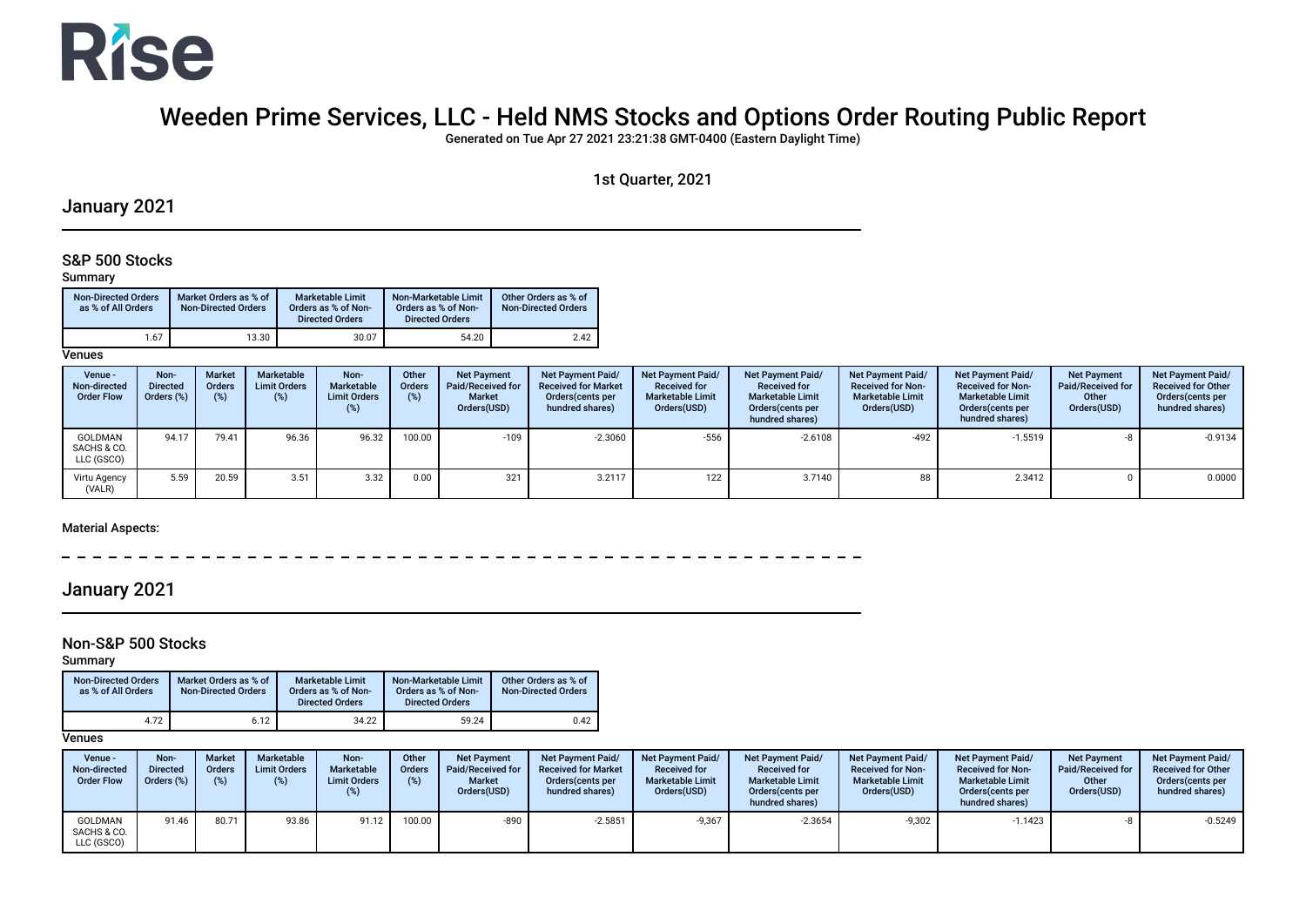# Rise

# Weeden Prime Services, LLC - Held NMS Stocks and Options Order Routing Public Report

**Generated on Tue Apr 27 2021 23:21:38 GMT-0400 (Eastern Daylight Time)**

1st Quarter, 2021

## January 2021

### S&P 500 Stocks

**Summary**

| Non-Directed Orders as % of All Orders | Market Orders as % of Non-Directed Orders | Marketable Limit Orders as % of Non-Directed Orders | Non-Marketable Limit Orders as % of Non-Directed Orders | Other Orders as % of Non-Directed Orders |
|---|---|---|---|---|
| 1.67 | 13.30 | 30.07 | 54.20 | 2.42 |

**Venues**

| Venue - Non-directed Order Flow | Non-Directed Orders (%) | Market Orders (%) | Marketable Limit Orders (%) | Non-Marketable Limit Orders (%) | Other Orders (%) | Net Payment Paid/Received for Market Orders(USD) | Net Payment Paid/Received for Market Orders(cents per hundred shares) | Net Payment Paid/Received for Marketable Limit Orders(USD) | Net Payment Paid/Received for Marketable Limit Orders(cents per hundred shares) | Net Payment Paid/Received for Non-Marketable Limit Orders(USD) | Net Payment Paid/Received for Non-Marketable Limit Orders(cents per hundred shares) | Net Payment Paid/Received for Other Orders(USD) | Net Payment Paid/Received for Other Orders(cents per hundred shares) |
|---|---|---|---|---|---|---|---|---|---|---|---|---|---|
| GOLDMAN SACHS & CO. LLC (GSCO) | 94.17 | 79.41 | 96.36 | 96.32 | 100.00 | -109 | -2.3060 | -556 | -2.6108 | -492 | -1.5519 | -8 | -0.9134 |
| Virtu Agency (VALR) | 5.59 | 20.59 | 3.51 | 3.32 | 0.00 | 321 | 3.2117 | 122 | 3.7140 | 88 | 2.3412 | 0 | 0.0000 |

**Material Aspects:**

## January 2021

### Non-S&P 500 Stocks

**Summary**

| Non-Directed Orders as % of All Orders | Market Orders as % of Non-Directed Orders | Marketable Limit Orders as % of Non-Directed Orders | Non-Marketable Limit Orders as % of Non-Directed Orders | Other Orders as % of Non-Directed Orders |
|---|---|---|---|---|
| 4.72 | 6.12 | 34.22 | 59.24 | 0.42 |

**Venues**

| Venue - Non-directed Order Flow | Non-Directed Orders (%) | Market Orders (%) | Marketable Limit Orders (%) | Non-Marketable Limit Orders (%) | Other Orders (%) | Net Payment Paid/Received for Market Orders(USD) | Net Payment Paid/Received for Market Orders(cents per hundred shares) | Net Payment Paid/Received for Marketable Limit Orders(USD) | Net Payment Paid/Received for Marketable Limit Orders(cents per hundred shares) | Net Payment Paid/Received for Non-Marketable Limit Orders(USD) | Net Payment Paid/Received for Non-Marketable Limit Orders(cents per hundred shares) | Net Payment Paid/Received for Other Orders(USD) | Net Payment Paid/Received for Other Orders(cents per hundred shares) |
|---|---|---|---|---|---|---|---|---|---|---|---|---|---|
| GOLDMAN SACHS & CO. LLC (GSCO) | 91.46 | 80.71 | 93.86 | 91.12 | 100.00 | -890 | -2.5851 | -9,367 | -2.3654 | -9,302 | -1.1423 | -8 | -0.5249 |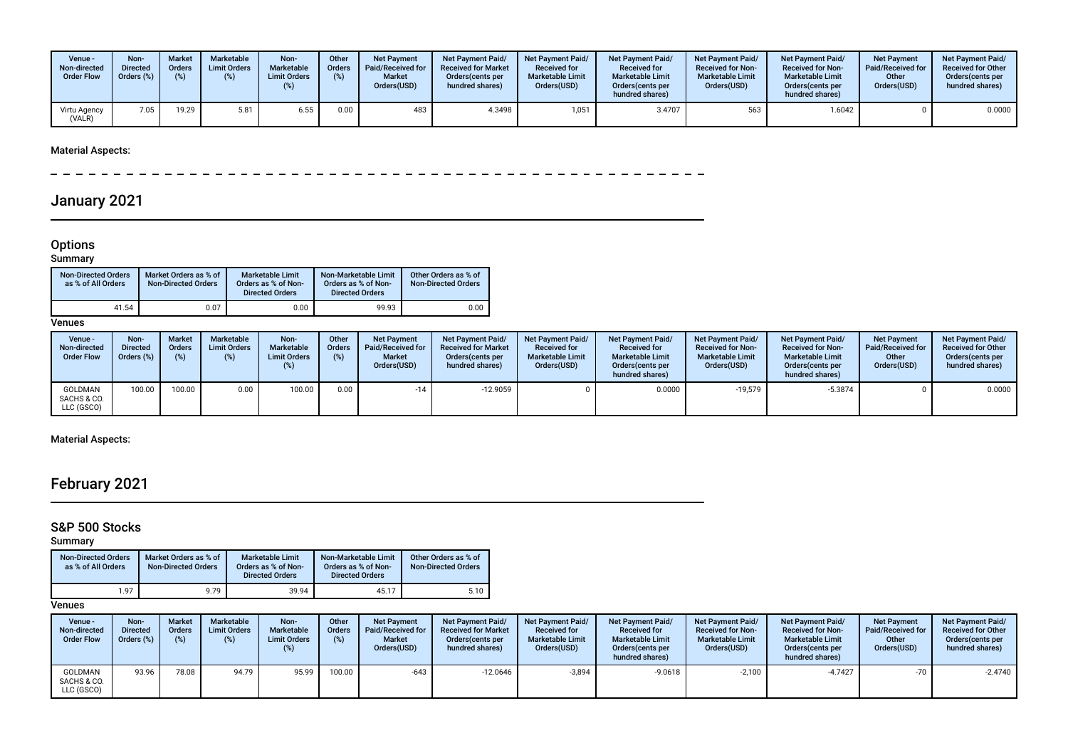| Venue - Non-directed Order Flow | Non-Directed Orders (%) | Market Orders (%) | Marketable Limit Orders (%) | Non-Marketable Limit Orders (%) | Other Orders (%) | Net Payment Paid/Received for Market Orders(USD) | Net Payment Paid/Received for Market Orders(cents per hundred shares) | Net Payment Paid/Received for Marketable Limit Orders(USD) | Net Payment Paid/Received for Marketable Limit Orders(cents per hundred shares) | Net Payment Paid/Received for Non-Marketable Limit Orders(USD) | Net Payment Paid/Received for Non-Marketable Limit Orders(cents per hundred shares) | Net Payment Paid/Received for Other Orders(USD) | Net Payment Paid/Received for Other Orders(cents per hundred shares) |
|---|---|---|---|---|---|---|---|---|---|---|---|---|---|
| Virtu Agency (VALR) | 7.05 | 19.29 | 5.81 | 6.55 | 0.00 | 483 | 4.3498 | 1,051 | 3.4707 | 563 | 1.6042 | 0 | 0.0000 |

**Material Aspects:**

# January 2021

## Options

### Summary

| Non-Directed Orders as % of All Orders | Market Orders as % of Non-Directed Orders | Marketable Limit Orders as % of Non-Directed Orders | Non-Marketable Limit Orders as % of Non-Directed Orders | Other Orders as % of Non-Directed Orders |
|---|---|---|---|---|
| 41.54 | 0.07 | 0.00 | 99.93 | 0.00 |

### Venues

| Venue - Non-directed Order Flow | Non-Directed Orders (%) | Market Orders (%) | Marketable Limit Orders (%) | Non-Marketable Limit Orders (%) | Other Orders (%) | Net Payment Paid/Received for Market Orders(USD) | Net Payment Paid/Received for Market Orders(cents per hundred shares) | Net Payment Paid/Received for Marketable Limit Orders(USD) | Net Payment Paid/Received for Marketable Limit Orders(cents per hundred shares) | Net Payment Paid/Received for Non-Marketable Limit Orders(USD) | Net Payment Paid/Received for Non-Marketable Limit Orders(cents per hundred shares) | Net Payment Paid/Received for Other Orders(USD) | Net Payment Paid/Received for Other Orders(cents per hundred shares) |
|---|---|---|---|---|---|---|---|---|---|---|---|---|---|
| GOLDMAN SACHS & CO. LLC (GSCO) | 100.00 | 100.00 | 0.00 | 100.00 | 0.00 | -14 | -12.9059 | 0 | 0.0000 | -19,579 | -5.3874 | 0 | 0.0000 |

**Material Aspects:**

# February 2021

## S&P 500 Stocks

### Summary

| Non-Directed Orders as % of All Orders | Market Orders as % of Non-Directed Orders | Marketable Limit Orders as % of Non-Directed Orders | Non-Marketable Limit Orders as % of Non-Directed Orders | Other Orders as % of Non-Directed Orders |
|---|---|---|---|---|
| 1.97 | 9.79 | 39.94 | 45.17 | 5.10 |

### Venues

| Venue - Non-directed Order Flow | Non-Directed Orders (%) | Market Orders (%) | Marketable Limit Orders (%) | Non-Marketable Limit Orders (%) | Other Orders (%) | Net Payment Paid/Received for Market Orders(USD) | Net Payment Paid/Received for Market Orders(cents per hundred shares) | Net Payment Paid/Received for Marketable Limit Orders(USD) | Net Payment Paid/Received for Marketable Limit Orders(cents per hundred shares) | Net Payment Paid/Received for Non-Marketable Limit Orders(USD) | Net Payment Paid/Received for Non-Marketable Limit Orders(cents per hundred shares) | Net Payment Paid/Received for Other Orders(USD) | Net Payment Paid/Received for Other Orders(cents per hundred shares) |
|---|---|---|---|---|---|---|---|---|---|---|---|---|---|
| GOLDMAN SACHS & CO. LLC (GSCO) | 93.96 | 78.08 | 94.79 | 95.99 | 100.00 | -643 | -12.0646 | -3,894 | -9.0618 | -2,100 | -4.7427 | -70 | -2.4740 |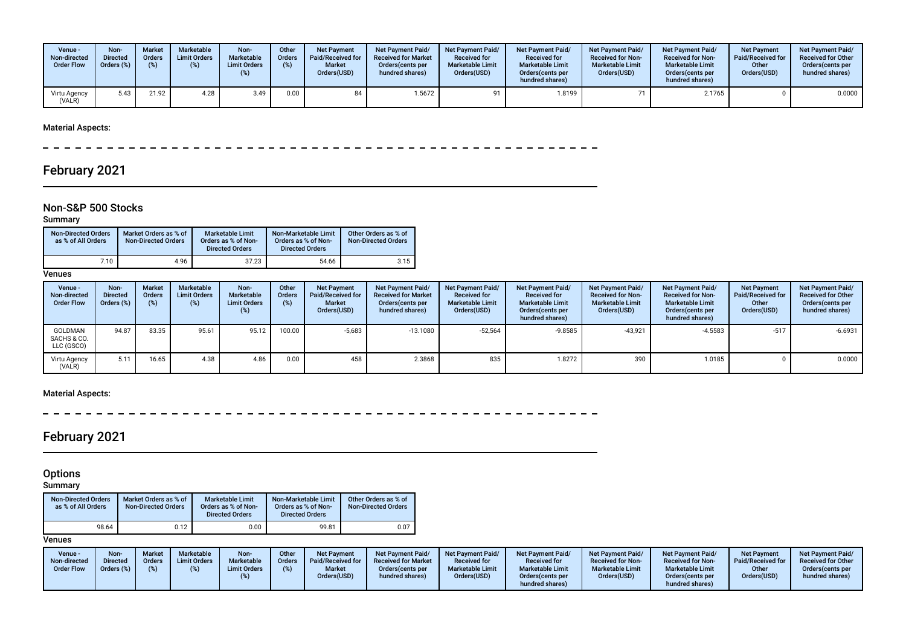| Venue - Non-directed Order Flow | Non-Directed Orders (%) | Market Orders (%) | Marketable Limit Orders (%) | Non-Marketable Limit Orders (%) | Other Orders (%) | Net Payment Paid/Received for Market Orders(USD) | Net Payment Paid/ Received for Market Orders(cents per hundred shares) | Net Payment Paid/ Received for Marketable Limit Orders(USD) | Net Payment Paid/ Received for Marketable Limit Orders(cents per hundred shares) | Net Payment Paid/ Received for Non-Marketable Limit Orders(USD) | Net Payment Paid/ Received for Non-Marketable Limit Orders(cents per hundred shares) | Net Payment Paid/Received for Other Orders(USD) | Net Payment Paid/ Received for Other Orders(cents per hundred shares) |
|---|---|---|---|---|---|---|---|---|---|---|---|---|---|
| Virtu Agency (VALR) | 5.43 | 21.92 | 4.28 | 3.49 | 0.00 | 84 | 1.5672 | 91 | 1.8199 | 71 | 2.1765 | 0 | 0.0000 |

### Material Aspects:

---

# February 2021

## Non-S&P 500 Stocks

### Summary

| Non-Directed Orders as % of All Orders | Market Orders as % of Non-Directed Orders | Marketable Limit Orders as % of Non-Directed Orders | Non-Marketable Limit Orders as % of Non-Directed Orders | Other Orders as % of Non-Directed Orders |
|---|---|---|---|---|
| 7.10 | 4.96 | 37.23 | 54.66 | 3.15 |

### Venues

| Venue - Non-directed Order Flow | Non-Directed Orders (%) | Market Orders (%) | Marketable Limit Orders (%) | Non-Marketable Limit Orders (%) | Other Orders (%) | Net Payment Paid/Received for Market Orders(USD) | Net Payment Paid/ Received for Market Orders(cents per hundred shares) | Net Payment Paid/ Received for Marketable Limit Orders(USD) | Net Payment Paid/ Received for Marketable Limit Orders(cents per hundred shares) | Net Payment Paid/ Received for Non-Marketable Limit Orders(USD) | Net Payment Paid/ Received for Non-Marketable Limit Orders(cents per hundred shares) | Net Payment Paid/Received for Other Orders(USD) | Net Payment Paid/ Received for Other Orders(cents per hundred shares) |
|---|---|---|---|---|---|---|---|---|---|---|---|---|---|
| GOLDMAN SACHS & CO. LLC (GSCO) | 94.87 | 83.35 | 95.61 | 95.12 | 100.00 | -5,683 | -13.1080 | -52,564 | -9.8585 | -43,921 | -4.5583 | -517 | -6.6931 |
| Virtu Agency (VALR) | 5.11 | 16.65 | 4.38 | 4.86 | 0.00 | 458 | 2.3868 | 835 | 1.8272 | 390 | 1.0185 | 0 | 0.0000 |

### Material Aspects:

---

# February 2021

## Options

### Summary

| Non-Directed Orders as % of All Orders | Market Orders as % of Non-Directed Orders | Marketable Limit Orders as % of Non-Directed Orders | Non-Marketable Limit Orders as % of Non-Directed Orders | Other Orders as % of Non-Directed Orders |
|---|---|---|---|---|
| 98.64 | 0.12 | 0.00 | 99.81 | 0.07 |

### Venues

| Venue - Non-directed Order Flow | Non-Directed Orders (%) | Market Orders (%) | Marketable Limit Orders (%) | Non-Marketable Limit Orders (%) | Other Orders (%) | Net Payment Paid/Received for Market Orders(USD) | Net Payment Paid/ Received for Market Orders(cents per hundred shares) | Net Payment Paid/ Received for Marketable Limit Orders(USD) | Net Payment Paid/ Received for Marketable Limit Orders(cents per hundred shares) | Net Payment Paid/ Received for Non-Marketable Limit Orders(USD) | Net Payment Paid/ Received for Non-Marketable Limit Orders(cents per hundred shares) | Net Payment Paid/Received for Other Orders(USD) | Net Payment Paid/ Received for Other Orders(cents per hundred shares) |
|---|---|---|---|---|---|---|---|---|---|---|---|---|---|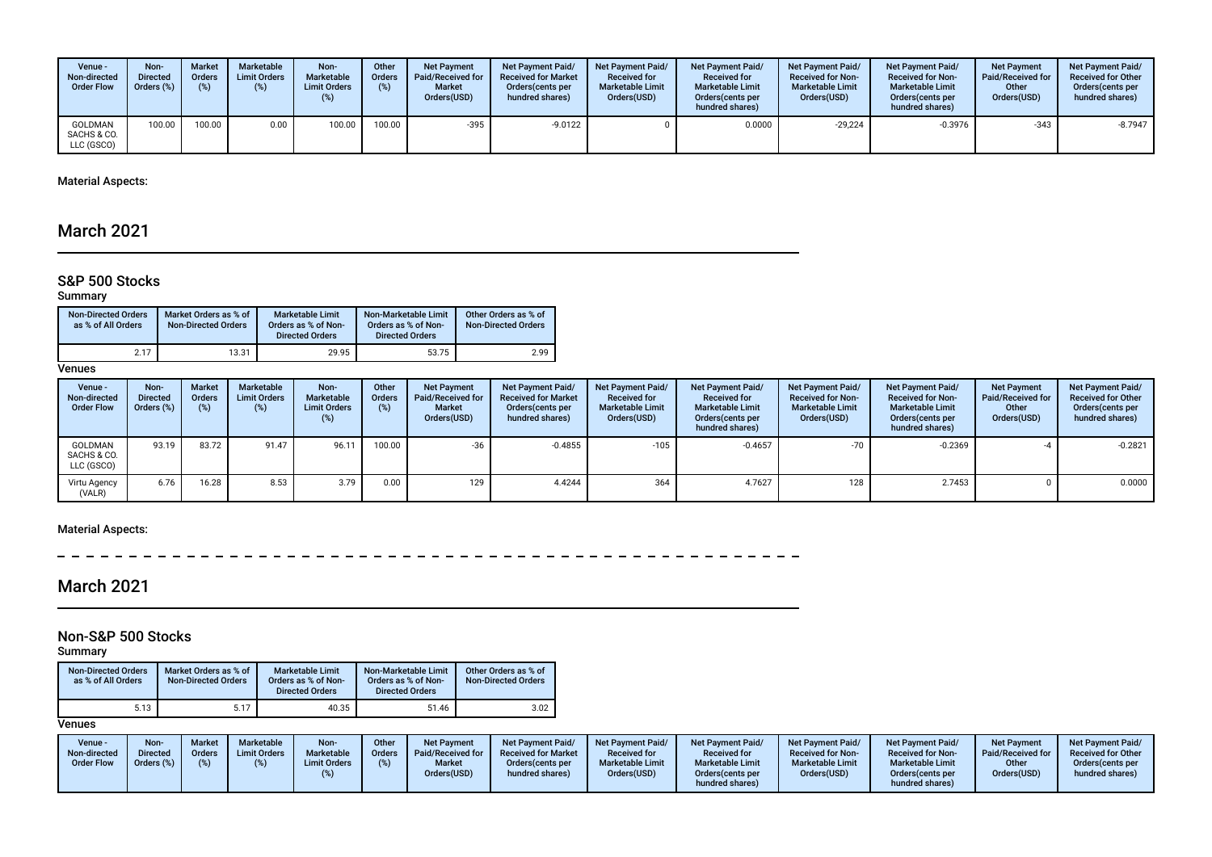| Venue - Non-directed Order Flow | Non-Directed Orders (%) | Market Orders (%) | Marketable Limit Orders (%) | Non-Marketable Limit Orders (%) | Other Orders (%) | Net Payment Paid/Received for Market Orders(USD) | Net Payment Paid/ Received for Market Orders(cents per hundred shares) | Net Payment Paid/ Received for Marketable Limit Orders(USD) | Net Payment Paid/ Received for Marketable Limit Orders(cents per hundred shares) | Net Payment Paid/ Received for Non-Marketable Limit Orders(USD) | Net Payment Paid/ Received for Non-Marketable Limit Orders(cents per hundred shares) | Net Payment Paid/Received for Other Orders(USD) | Net Payment Paid/ Received for Other Orders(cents per hundred shares) |
|---|---|---|---|---|---|---|---|---|---|---|---|---|---|
| GOLDMAN SACHS & CO. LLC (GSCO) | 100.00 | 100.00 | 0.00 | 100.00 | 100.00 | -395 | -9.0122 | 0 | 0.0000 | -29,224 | -0.3976 | -343 | -8.7947 |

Material Aspects:

# March 2021

## S&P 500 Stocks

### Summary

| Non-Directed Orders as % of All Orders | Market Orders as % of Non-Directed Orders | Marketable Limit Orders as % of Non-Directed Orders | Non-Marketable Limit Orders as % of Non-Directed Orders | Other Orders as % of Non-Directed Orders |
|---|---|---|---|---|
| 2.17 | 13.31 | 29.95 | 53.75 | 2.99 |

### Venues

| Venue - Non-directed Order Flow | Non-Directed Orders (%) | Market Orders (%) | Marketable Limit Orders (%) | Non-Marketable Limit Orders (%) | Other Orders (%) | Net Payment Paid/Received for Market Orders(USD) | Net Payment Paid/ Received for Market Orders(cents per hundred shares) | Net Payment Paid/ Received for Marketable Limit Orders(USD) | Net Payment Paid/ Received for Marketable Limit Orders(cents per hundred shares) | Net Payment Paid/ Received for Non-Marketable Limit Orders(USD) | Net Payment Paid/ Received for Non-Marketable Limit Orders(cents per hundred shares) | Net Payment Paid/Received for Other Orders(USD) | Net Payment Paid/ Received for Other Orders(cents per hundred shares) |
|---|---|---|---|---|---|---|---|---|---|---|---|---|---|
| GOLDMAN SACHS & CO. LLC (GSCO) | 93.19 | 83.72 | 91.47 | 96.11 | 100.00 | -36 | -0.4855 | -105 | -0.4657 | -70 | -0.2369 | -4 | -0.2821 |
| Virtu Agency (VALR) | 6.76 | 16.28 | 8.53 | 3.79 | 0.00 | 129 | 4.4244 | 364 | 4.7627 | 128 | 2.7453 | 0 | 0.0000 |

Material Aspects:

# March 2021

## Non-S&P 500 Stocks

### Summary

| Non-Directed Orders as % of All Orders | Market Orders as % of Non-Directed Orders | Marketable Limit Orders as % of Non-Directed Orders | Non-Marketable Limit Orders as % of Non-Directed Orders | Other Orders as % of Non-Directed Orders |
|---|---|---|---|---|
| 5.13 | 5.17 | 40.35 | 51.46 | 3.02 |

### Venues

| Venue - Non-directed Order Flow | Non-Directed Orders (%) | Market Orders (%) | Marketable Limit Orders (%) | Non-Marketable Limit Orders (%) | Other Orders (%) | Net Payment Paid/Received for Market Orders(USD) | Net Payment Paid/ Received for Market Orders(cents per hundred shares) | Net Payment Paid/ Received for Marketable Limit Orders(USD) | Net Payment Paid/ Received for Marketable Limit Orders(cents per hundred shares) | Net Payment Paid/ Received for Non-Marketable Limit Orders(USD) | Net Payment Paid/ Received for Non-Marketable Limit Orders(cents per hundred shares) | Net Payment Paid/Received for Other Orders(USD) | Net Payment Paid/ Received for Other Orders(cents per hundred shares) |
|---|---|---|---|---|---|---|---|---|---|---|---|---|---|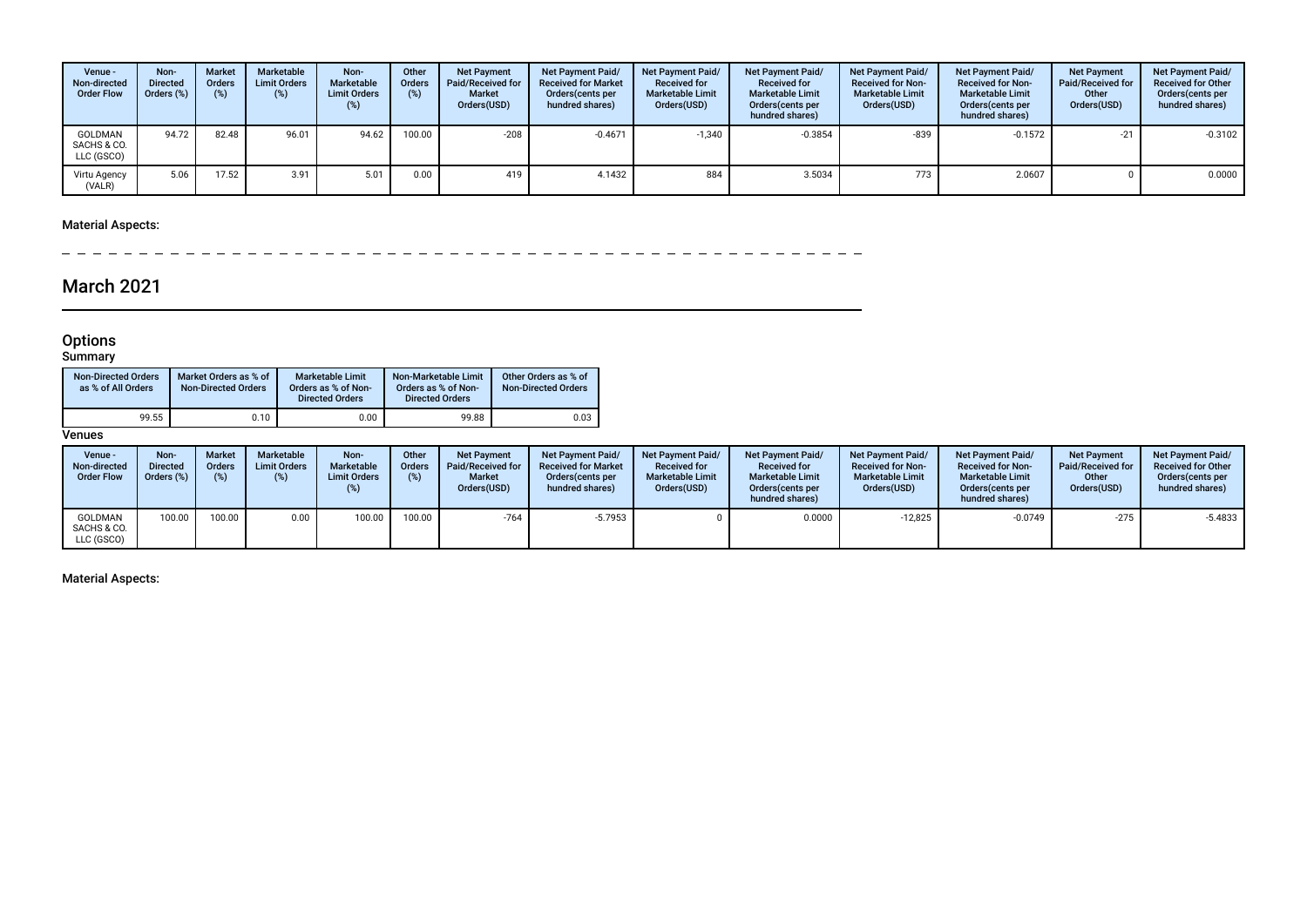| Venue - Non-directed Order Flow | Non-Directed Orders (%) | Market Orders (%) | Marketable Limit Orders (%) | Non-Marketable Limit Orders (%) | Other Orders (%) | Net Payment Paid/Received for Market Orders(USD) | Net Payment Paid/ Received for Market Orders(cents per hundred shares) | Net Payment Paid/ Received for Marketable Limit Orders(USD) | Net Payment Paid/ Received for Marketable Limit Orders(cents per hundred shares) | Net Payment Paid/ Received for Non-Marketable Limit Orders(USD) | Net Payment Paid/ Received for Non-Marketable Limit Orders(cents per hundred shares) | Net Payment Paid/Received for Other Orders(USD) | Net Payment Paid/ Received for Other Orders(cents per hundred shares) |
|---|---|---|---|---|---|---|---|---|---|---|---|---|---|
| GOLDMAN SACHS & CO. LLC (GSCO) | 94.72 | 82.48 | 96.01 | 94.62 | 100.00 | -208 | -0.4671 | -1,340 | -0.3854 | -839 | -0.1572 | -21 | -0.3102 |
| Virtu Agency (VALR) | 5.06 | 17.52 | 3.91 | 5.01 | 0.00 | 419 | 4.1432 | 884 | 3.5034 | 773 | 2.0607 | 0 | 0.0000 |

### Material Aspects:

## March 2021

### Options

#### Summary

| Non-Directed Orders as % of All Orders | Market Orders as % of Non-Directed Orders | Marketable Limit Orders as % of Non-Directed Orders | Non-Marketable Limit Orders as % of Non-Directed Orders | Other Orders as % of Non-Directed Orders |
|---|---|---|---|---|
| 99.55 | 0.10 | 0.00 | 99.88 | 0.03 |

#### Venues

| Venue - Non-directed Order Flow | Non-Directed Orders (%) | Market Orders (%) | Marketable Limit Orders (%) | Non-Marketable Limit Orders (%) | Other Orders (%) | Net Payment Paid/Received for Market Orders(USD) | Net Payment Paid/ Received for Market Orders(cents per hundred shares) | Net Payment Paid/ Received for Marketable Limit Orders(USD) | Net Payment Paid/ Received for Marketable Limit Orders(cents per hundred shares) | Net Payment Paid/ Received for Non-Marketable Limit Orders(USD) | Net Payment Paid/ Received for Non-Marketable Limit Orders(cents per hundred shares) | Net Payment Paid/Received for Other Orders(USD) | Net Payment Paid/ Received for Other Orders(cents per hundred shares) |
|---|---|---|---|---|---|---|---|---|---|---|---|---|---|
| GOLDMAN SACHS & CO. LLC (GSCO) | 100.00 | 100.00 | 0.00 | 100.00 | 100.00 | -764 | -5.7953 | 0 | 0.0000 | -12,825 | -0.0749 | -275 | -5.4833 |

### Material Aspects: